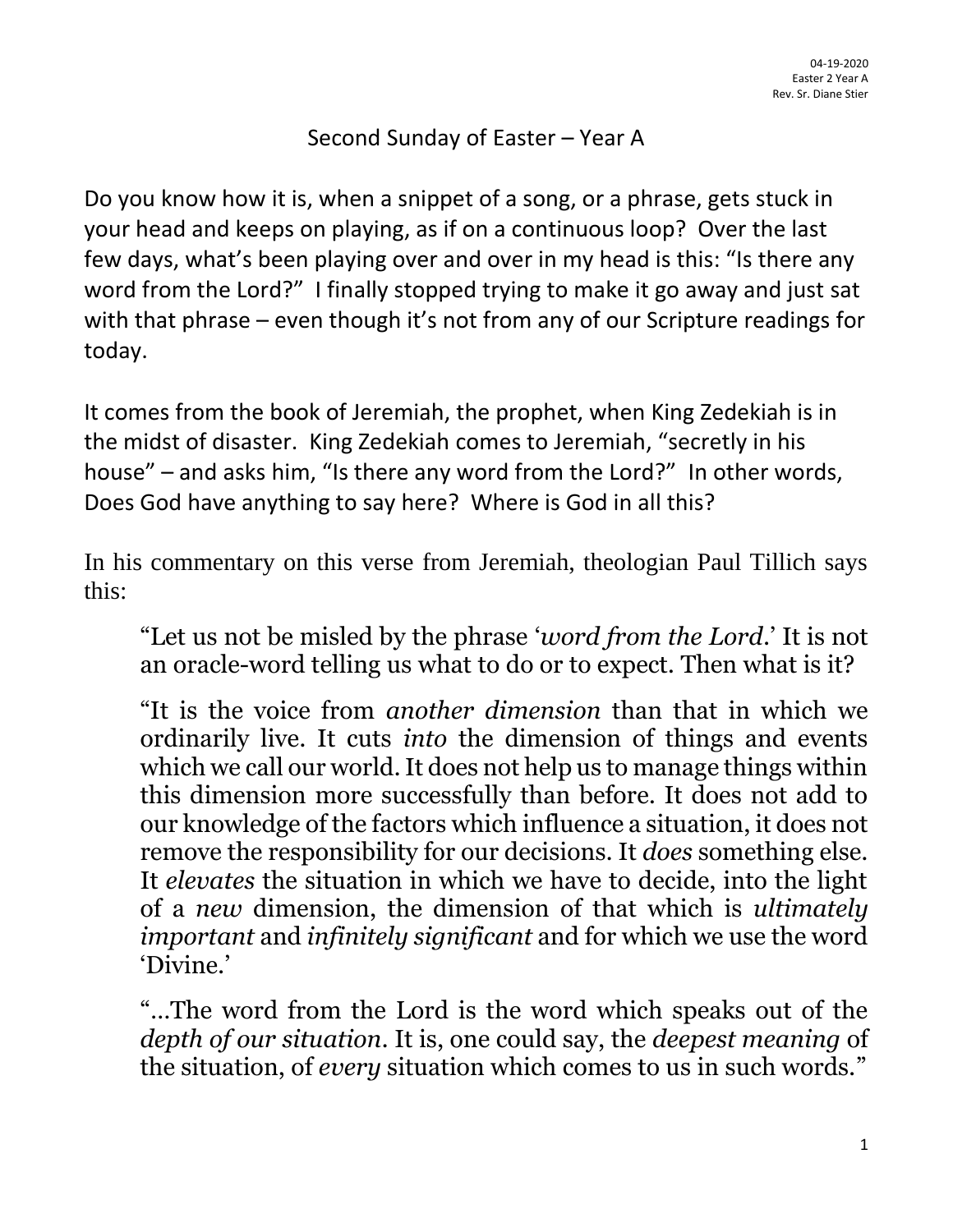04-19-2020
Easter 2 Year A
Rev. Sr. Diane Stier

# Second Sunday of Easter – Year A

Do you know how it is, when a snippet of a song, or a phrase, gets stuck in your head and keeps on playing, as if on a continuous loop? Over the last few days, what's been playing over and over in my head is this: "Is there any word from the Lord?" I finally stopped trying to make it go away and just sat with that phrase – even though it's not from any of our Scripture readings for today.

It comes from the book of Jeremiah, the prophet, when King Zedekiah is in the midst of disaster. King Zedekiah comes to Jeremiah, "secretly in his house" – and asks him, "Is there any word from the Lord?" In other words, Does God have anything to say here? Where is God in all this?

In his commentary on this verse from Jeremiah, theologian Paul Tillich says this:

> "Let us not be misled by the phrase '*word from the Lord*.' It is not an oracle-word telling us what to do or to expect. Then what is it?
>
> "It is the voice from *another dimension* than that in which we ordinarily live. It cuts *into* the dimension of things and events which we call our world. It does not help us to manage things within this dimension more successfully than before. It does not add to our knowledge of the factors which influence a situation, it does not remove the responsibility for our decisions. It *does* something else. It *elevates* the situation in which we have to decide, into the light of a *new* dimension, the dimension of that which is *ultimately important* and *infinitely significant* and for which we use the word 'Divine.'
>
> "…The word from the Lord is the word which speaks out of the *depth of our situation*. It is, one could say, the *deepest meaning* of the situation, of *every* situation which comes to us in such words."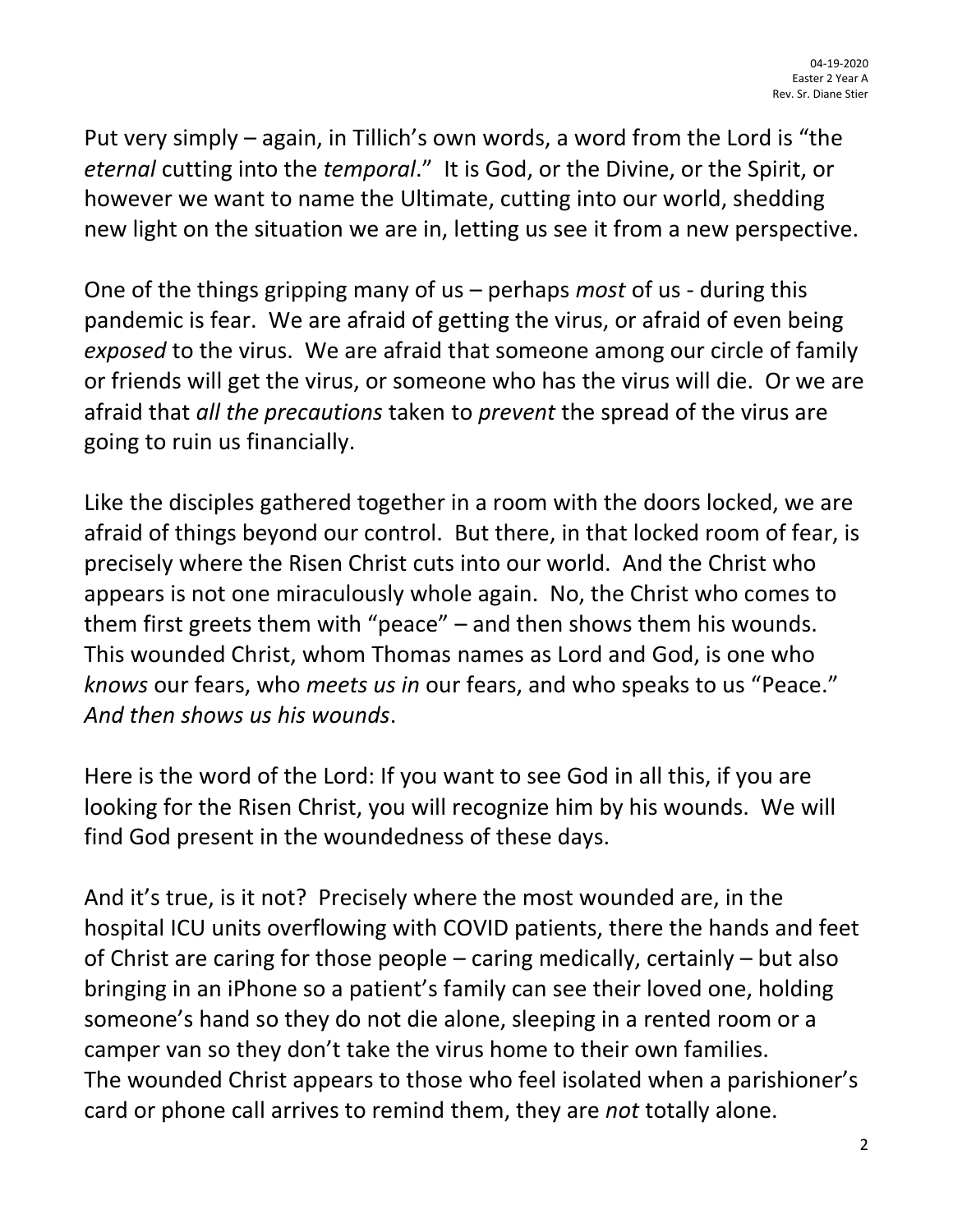Put very simply – again, in Tillich's own words, a word from the Lord is "the *eternal* cutting into the *temporal*." It is God, or the Divine, or the Spirit, or however we want to name the Ultimate, cutting into our world, shedding new light on the situation we are in, letting us see it from a new perspective.

One of the things gripping many of us – perhaps *most* of us - during this pandemic is fear. We are afraid of getting the virus, or afraid of even being *exposed* to the virus. We are afraid that someone among our circle of family or friends will get the virus, or someone who has the virus will die. Or we are afraid that *all the precautions* taken to *prevent* the spread of the virus are going to ruin us financially.

Like the disciples gathered together in a room with the doors locked, we are afraid of things beyond our control. But there, in that locked room of fear, is precisely where the Risen Christ cuts into our world. And the Christ who appears is not one miraculously whole again. No, the Christ who comes to them first greets them with "peace" – and then shows them his wounds. This wounded Christ, whom Thomas names as Lord and God, is one who *knows* our fears, who *meets us in* our fears, and who speaks to us "Peace." *And then shows us his wounds*.

Here is the word of the Lord: If you want to see God in all this, if you are looking for the Risen Christ, you will recognize him by his wounds. We will find God present in the woundedness of these days.

And it's true, is it not? Precisely where the most wounded are, in the hospital ICU units overflowing with COVID patients, there the hands and feet of Christ are caring for those people – caring medically, certainly – but also bringing in an iPhone so a patient's family can see their loved one, holding someone's hand so they do not die alone, sleeping in a rented room or a camper van so they don't take the virus home to their own families.
The wounded Christ appears to those who feel isolated when a parishioner's card or phone call arrives to remind them, they are *not* totally alone.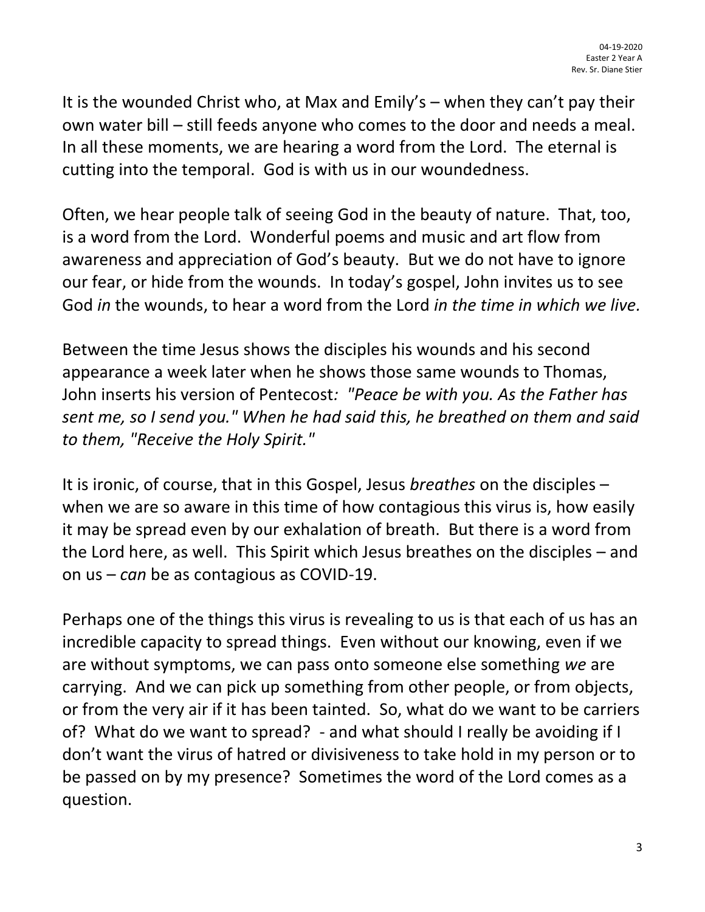It is the wounded Christ who, at Max and Emily's – when they can't pay their own water bill – still feeds anyone who comes to the door and needs a meal. In all these moments, we are hearing a word from the Lord. The eternal is cutting into the temporal. God is with us in our woundedness.

Often, we hear people talk of seeing God in the beauty of nature. That, too, is a word from the Lord. Wonderful poems and music and art flow from awareness and appreciation of God's beauty. But we do not have to ignore our fear, or hide from the wounds. In today's gospel, John invites us to see God *in* the wounds, to hear a word from the Lord *in the time in which we live.*

Between the time Jesus shows the disciples his wounds and his second appearance a week later when he shows those same wounds to Thomas, John inserts his version of Pentecost*: "Peace be with you. As the Father has sent me, so I send you." When he had said this, he breathed on them and said to them, "Receive the Holy Spirit."*

It is ironic, of course, that in this Gospel, Jesus *breathes* on the disciples – when we are so aware in this time of how contagious this virus is, how easily it may be spread even by our exhalation of breath. But there is a word from the Lord here, as well. This Spirit which Jesus breathes on the disciples – and on us – *can* be as contagious as COVID-19.

Perhaps one of the things this virus is revealing to us is that each of us has an incredible capacity to spread things. Even without our knowing, even if we are without symptoms, we can pass onto someone else something *we* are carrying. And we can pick up something from other people, or from objects, or from the very air if it has been tainted. So, what do we want to be carriers of? What do we want to spread? - and what should I really be avoiding if I don't want the virus of hatred or divisiveness to take hold in my person or to be passed on by my presence? Sometimes the word of the Lord comes as a question.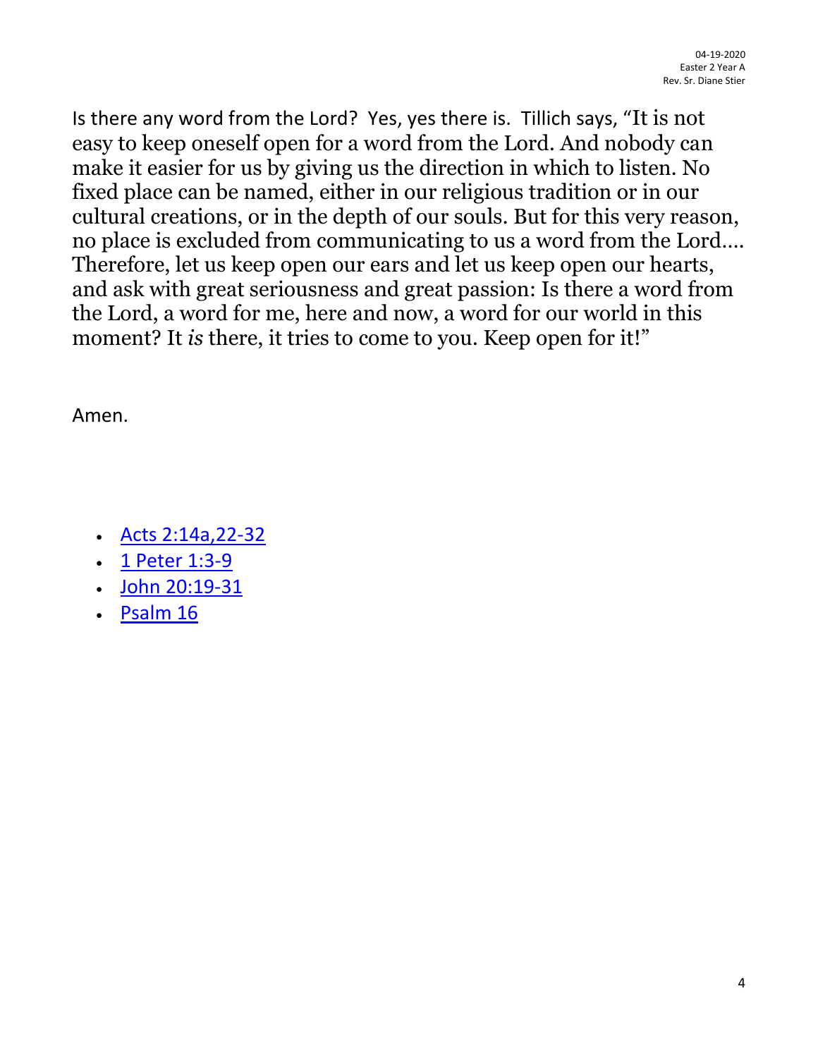Is there any word from the Lord? Yes, yes there is. Tillich says, "It is not easy to keep oneself open for a word from the Lord. And nobody can make it easier for us by giving us the direction in which to listen. No fixed place can be named, either in our religious tradition or in our cultural creations, or in the depth of our souls. But for this very reason, no place is excluded from communicating to us a word from the Lord…. Therefore, let us keep open our ears and let us keep open our hearts, and ask with great seriousness and great passion: Is there a word from the Lord, a word for me, here and now, a word for our world in this moment? It *is* there, it tries to come to you. Keep open for it!"

Amen.

- Acts 2:14a,22-32
- 1 Peter 1:3-9
- John 20:19-31
- Psalm 16